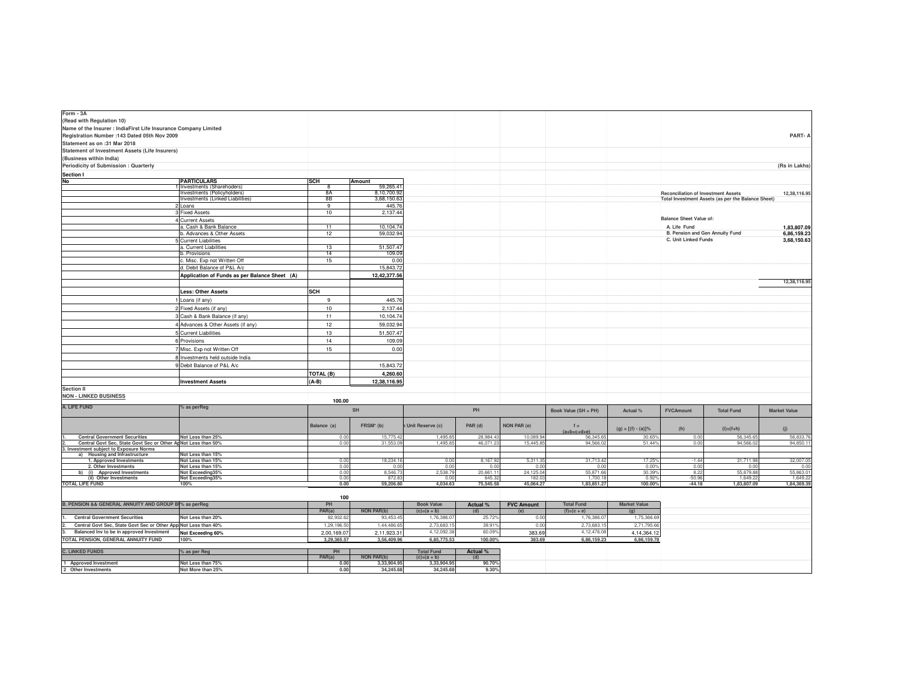Form - 3A

(Read with Regulation 10)

Name of the Insurer : IndiaFirst Life Insurance Company Limited

Registration Number :143 Dated 05th Nov 2009

Statement as on :31 Mar 2018

Statement of Investment Assets (Life Insurers)

(Business within India)

Periodicity of Submission : Quarterly

PART- A

(Rs in Lakhs)

## Section I

| No | PARTICULARS | SCH | Amount |
|---|---|---|---|
| 1 | Investments (Shareholders) | 8 | 59,265.41 |
| | Investments (Policyholders) | 8A | 8,10,700.92 |
| | Investments (Linked Liabilities) | 8B | 3,68,150.63 |
| 2 | Loans | 9 | 445.76 |
| 3 | Fixed Assets | 10 | 2,137.44 |
| 4 | Current Assets | | |
| | a. Cash & Bank Balance | 11 | 10,104.74 |
| | b. Advances & Other Assets | 12 | 59,032.94 |
| 5 | Current Liabilities | | |
| | a. Current Liabilities | 13 | 51,507.47 |
| | b. Provisions | 14 | 109.09 |
| | c. Misc. Exp not Written Off | 15 | 0.00 |
| | d. Debit Balance of P&L A/c | | 15,843.72 |
| | Application of Funds as per Balance Sheet (A) | | 12,42,377.56 |
| | **Less: Other Assets** | SCH | |
| 1 | Loans (if any) | 9 | 445.76 |
| 2 | Fixed Assets (if any) | 10 | 2,137.44 |
| 3 | Cash & Bank Balance (if any) | 11 | 10,104.74 |
| 4 | Advances & Other Assets (if any) | 12 | 59,032.94 |
| 5 | Current Liabilities | 13 | 51,507.47 |
| 6 | Provisions | 14 | 109.09 |
| 7 | Misc. Exp not Written Off | 15 | 0.00 |
| 8 | Investments held outside India | | |
| 9 | Debit Balance of P&L A/c | | 15,843.72 |
| | | TOTAL (B) | 4,260.60 |
| | **Investment Assets** | (A-B) | 12,38,116.95 |

| Reconciliation of Investment Assets | 12,38,116.95 |
|---|---|
| Total Investment Assets (as per the Balance Sheet) | |
| Balance Sheet Value of: | |
| A. Life Fund | 1,83,807.09 |
| B. Pension and Gen Annuity Fund | 6,86,159.23 |
| C. Unit Linked Funds | 3,68,150.63 |
| | 12,38,116.95 |

## Section II

NON - LINKED BUSINESS

100.00

| A. LIFE FUND | % as perReg | SH | | PH | | | Book Value (SH + PH) | Actual % | FVCAmount | Total Fund | Market Value |
|---|---|---|---|---|---|---|---|---|---|---|---|
| | | Balance (a) | FRSM* (b) | Unit Reserve (c) | PAR (d) | NON PAR (e) | f = (a+b+c+d+e) | (g) = [(f) - (a)]% | (h) | (i)=(f+h) | (j) |
| 1. Central Government Securities | Not Less than 25% | 0.00 | 15,775.42 | 1,495.85 | 28,984.43 | 10,089.94 | 56,345.65 | 30.65% | 0.00 | 56,345.65 | 56,833.76 |
| 2. Central Govt Sec, State Govt Sec or Other Ap | Not Less than 50% | 0.00 | 31,553.09 | 1,495.85 | 46,071.23 | 15,445.85 | 94,566.02 | 51.44% | 0.00 | 94,566.02 | 94,850.11 |
| 3. Investment subject to Exposure Norms | | | | | | | | | | | |
| a) Housing and Infrastructure | Not Less than 15% | | | | | | | | | | |
| 1. Approved Investments | Not Less than 15% | 0.00 | 18,234.16 | 0.00 | 8,167.92 | 5,311.35 | 31,713.42 | 17.25% | -1.44 | 31,711.98 | 32,007.05 |
| 2. Other Investments | Not Less than 15% | 0.00 | 0.00 | 0.00 | 0.00 | 0.00 | 0.00 | 0.00% | 0.00 | 0.00 | 0.00 |
| b) (i) Approved Investments | Not Exceeding35% | 0.00 | 8,546.73 | 2,538.79 | 20,661.11 | 24,125.04 | 55,871.66 | 30.39% | 8.22 | 55,879.88 | 55,863.01 |
| (ii) Other Investments | Not Exceeding35% | 0.00 | 872.83 | 0.00 | 645.32 | 182.03 | 1,700.18 | 0.92% | -50.96 | 1,649.22 | 1,649.22 |
| TOTAL LIFE FUND | 100% | 0.00 | 59,206.80 | 4,034.63 | 75,545.58 | 45,064.27 | 1,83,851.27 | 100.00% | -44.18 | 1,83,807.09 | 1,84,369.39 |

100

| B. PENSION && GENERAL ANNUITY AND GROUP B | % as perReg | PH | | Book Value | Actual % | FVC Amount | Total Fund | Market Value |
|---|---|---|---|---|---|---|---|---|
| | | PAR(a) | NON PAR(b) | (c)=(a + b) | (d) | (e) | (f)=(c + e) | (g) |
| 1. Central Government Securities | Not Less than 20% | 82,932.62 | 93,453.45 | 1,76,386.07 | 25.72% | 0.00 | 1,76,386.07 | 1,75,366.69 |
| 2. Central Govt Sec, State Govt Sec or Other App | Not Less than 40% | 1,29,196.50 | 1,44,486.65 | 2,73,683.15 | 39.91% | 0.00 | 2,73,683.15 | 2,71,795.66 |
| 3. Balanced Inv to be in approved Investment | Not Exceeding 60% | 2,00,169.07 | 2,11,923.31 | 4,12,092.38 | 60.09% | 383.69 | 4,12,476.08 | 4,14,364.12 |
| TOTAL PENSION, GENERAL ANNUITY FUND | 100% | 3,29,365.57 | 3,56,409.96 | 6,85,775.53 | 100.00% | 383.69 | 6,86,159.23 | 6,86,159.78 |

| C. LINKED FUNDS | % as per Reg | PH | | Total Fund | Actual % |
|---|---|---|---|---|---|
| | | PAR(a) | NON PAR(b) | (c)=(a + b) | (d) |
| 1 Approved Investment | Not Less than 75% | 0.00 | 3,33,904.95 | 3,33,904.95 | 90.70% |
| 2 Other Investments | Not More than 25% | 0.00 | 34,245.68 | 34,245.68 | 9.30% |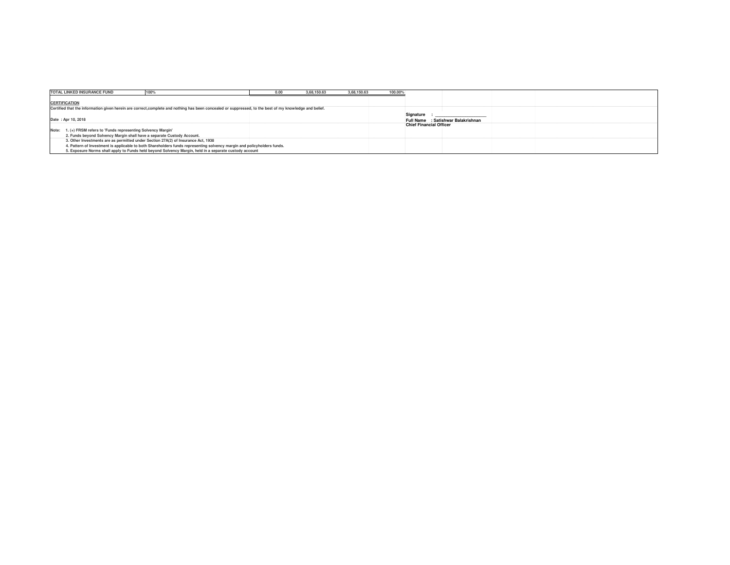| | | | | | |
|---|---|---|---|---|---|
| TOTAL LINKED INSURANCE FUND | 100% | 0.00 | 3,68,150.63 | 3,68,150.63 | 100.00% |

**CERTIFICATION**

Certified that the information given herein are correct,complete and nothing has been concealed or suppressed, to the best of my knowledge and belief.

Date : Apr 10, 2018

Signature : ______________________

Full Name : Satishwar Balakrishnan

Chief Financial Officer

Note: 1. (+) FRSM refers to 'Funds representing Solvency Margin'

2. Funds beyond Solvency Margin shall have a separate Custody Account.

3. Other Investments are as permitted under Section 27A(2) of Insurance Act, 1938

4. Pattern of Investment is applicable to both Shareholders funds representing solvency margin and policyholders funds.

5. Exposure Norms shall apply to Funds held beyond Solvency Margin, held in a separate custody account